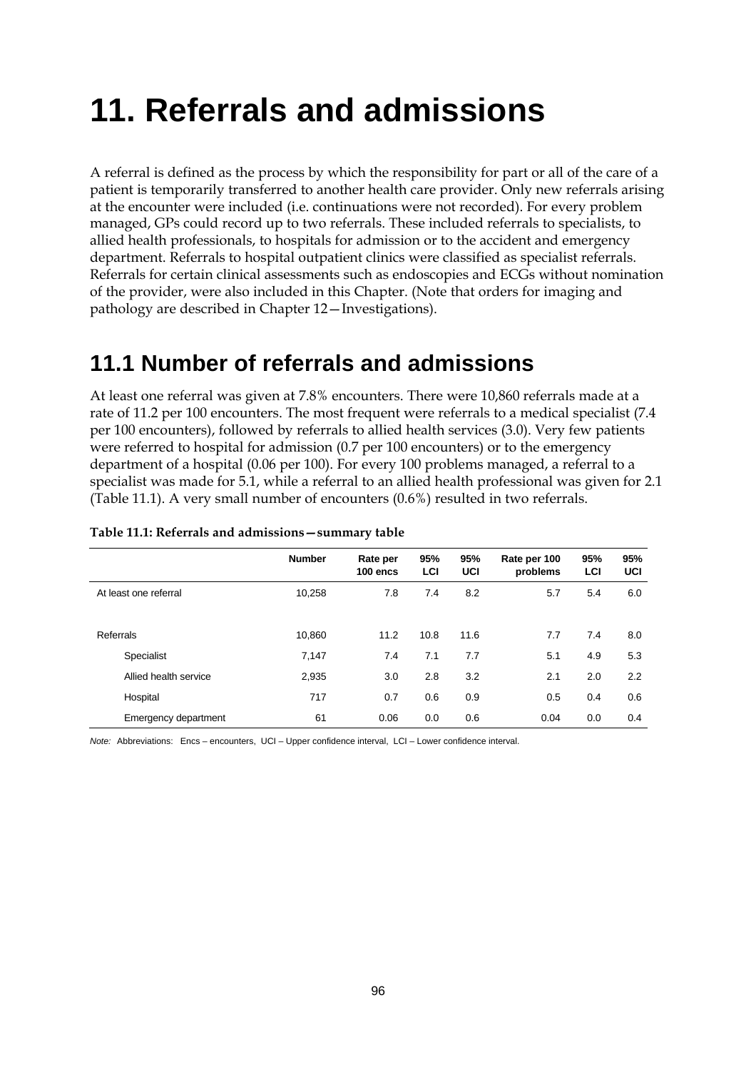# 11. Referrals and admissions

A referral is defined as the process by which the responsibility for part or all of the care of a patient is temporarily transferred to another health care provider. Only new referrals arising at the encounter were included (i.e. continuations were not recorded). For every problem managed, GPs could record up to two referrals. These included referrals to specialists, to allied health professionals, to hospitals for admission or to the accident and emergency department. Referrals to hospital outpatient clinics were classified as specialist referrals. Referrals for certain clinical assessments such as endoscopies and ECGs without nomination of the provider, were also included in this Chapter. (Note that orders for imaging and pathology are described in Chapter 12—Investigations).

## 11.1 Number of referrals and admissions

At least one referral was given at 7.8% encounters. There were 10,860 referrals made at a rate of 11.2 per 100 encounters. The most frequent were referrals to a medical specialist (7.4 per 100 encounters), followed by referrals to allied health services (3.0). Very few patients were referred to hospital for admission (0.7 per 100 encounters) or to the emergency department of a hospital (0.06 per 100). For every 100 problems managed, a referral to a specialist was made for 5.1, while a referral to an allied health professional was given for 2.1 (Table 11.1). A very small number of encounters (0.6%) resulted in two referrals.

**Table 11.1: Referrals and admissions—summary table**

| | Number | Rate per 100 encs | 95% LCI | 95% UCI | Rate per 100 problems | 95% LCI | 95% UCI |
|---|---|---|---|---|---|---|---|
| At least one referral | 10,258 | 7.8 | 7.4 | 8.2 | 5.7 | 5.4 | 6.0 |
| Referrals | 10,860 | 11.2 | 10.8 | 11.6 | 7.7 | 7.4 | 8.0 |
| Specialist | 7,147 | 7.4 | 7.1 | 7.7 | 5.1 | 4.9 | 5.3 |
| Allied health service | 2,935 | 3.0 | 2.8 | 3.2 | 2.1 | 2.0 | 2.2 |
| Hospital | 717 | 0.7 | 0.6 | 0.9 | 0.5 | 0.4 | 0.6 |
| Emergency department | 61 | 0.06 | 0.0 | 0.6 | 0.04 | 0.0 | 0.4 |

*Note:* Abbreviations: Encs – encounters, UCI – Upper confidence interval, LCI – Lower confidence interval.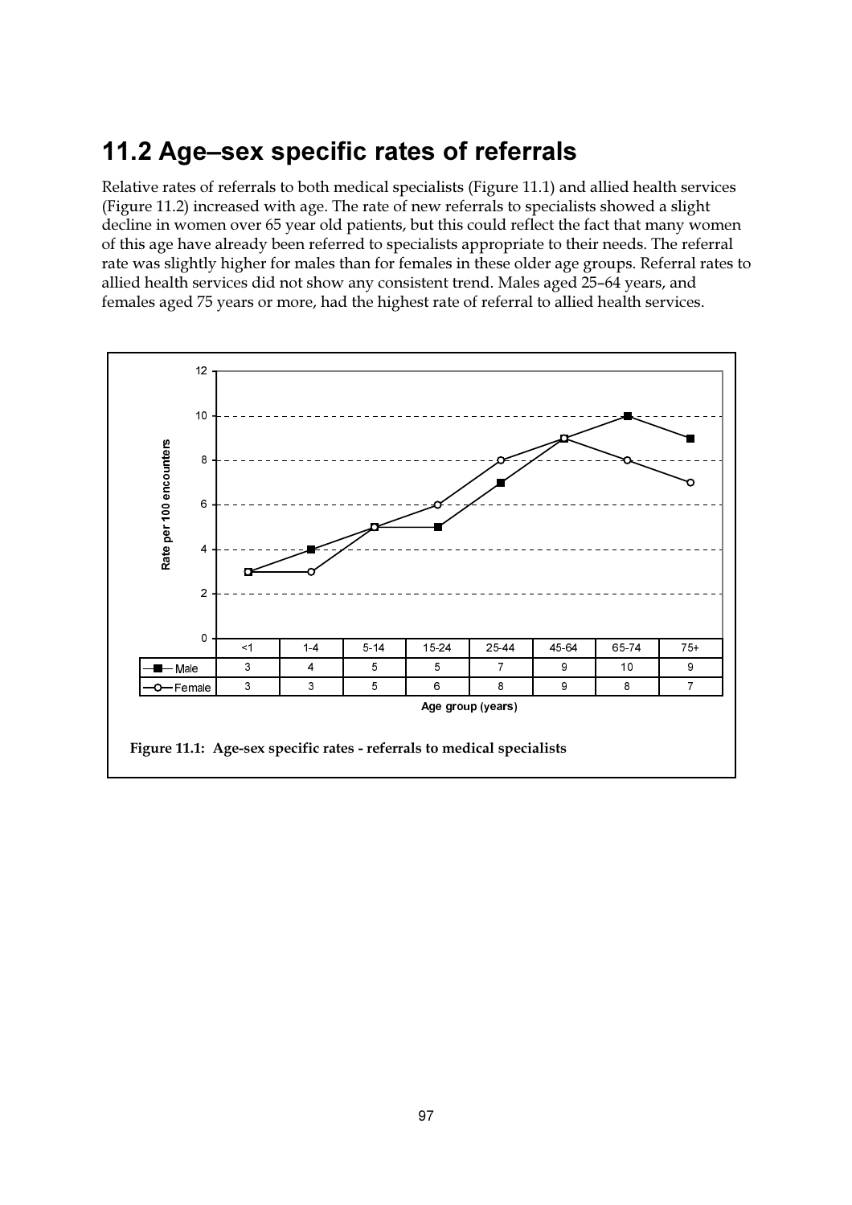## 11.2 Age–sex specific rates of referrals

Relative rates of referrals to both medical specialists (Figure 11.1) and allied health services (Figure 11.2) increased with age. The rate of new referrals to specialists showed a slight decline in women over 65 year old patients, but this could reflect the fact that many women of this age have already been referred to specialists appropriate to their needs. The referral rate was slightly higher for males than for females in these older age groups. Referral rates to allied health services did not show any consistent trend. Males aged 25–64 years, and females aged 75 years or more, had the highest rate of referral to allied health services.

Rate per 100 encounters

12
10
8
6
4
2
0

<1 1-4 5-14 15-24 25-44 45-64 65-74 75+

Male 3 4 5 5 7 9 10 9

Female 3 3 5 6 8 9 8 7

Age group (years)

**Figure 11.1: Age-sex specific rates - referrals to medical specialists**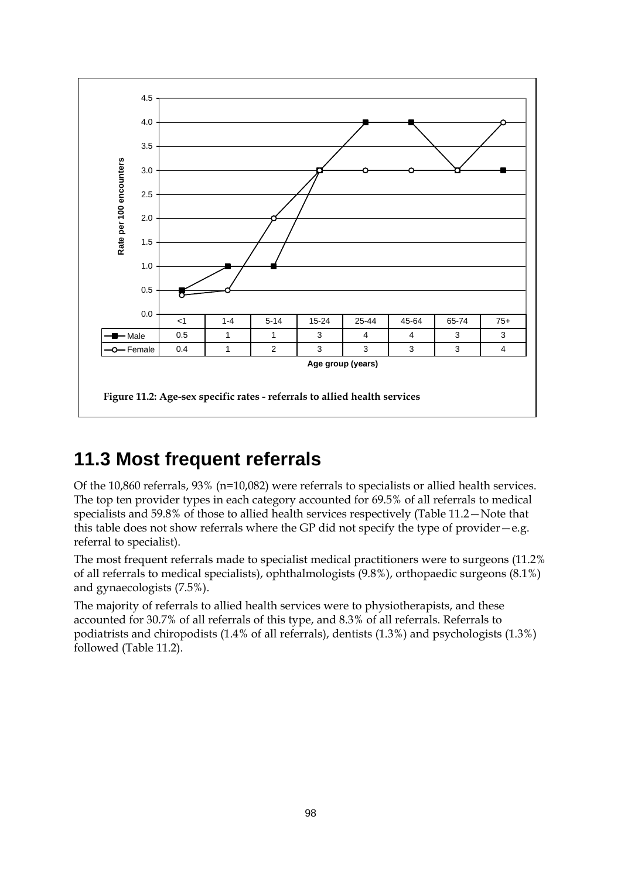4.5
4.0
3.5
3.0
2.5
2.0
1.5
1.0
0.5
0.0

Rate per 100 encounters

<1 1-4 5-14 15-24 25-44 45-64 65-74 75+

Male 0.5 1 1 3 4 4 3 3

Female 0.4 1 2 3 3 3 3 4

Age group (years)

**Figure 11.2: Age-sex specific rates - referrals to allied health services**

# 11.3 Most frequent referrals

Of the 10,860 referrals, 93% (n=10,082) were referrals to specialists or allied health services. The top ten provider types in each category accounted for 69.5% of all referrals to medical specialists and 59.8% of those to allied health services respectively (Table 11.2—Note that this table does not show referrals where the GP did not specify the type of provider—e.g. referral to specialist).

The most frequent referrals made to specialist medical practitioners were to surgeons (11.2% of all referrals to medical specialists), ophthalmologists (9.8%), orthopaedic surgeons (8.1%) and gynaecologists (7.5%).

The majority of referrals to allied health services were to physiotherapists, and these accounted for 30.7% of all referrals of this type, and 8.3% of all referrals. Referrals to podiatrists and chiropodists (1.4% of all referrals), dentists (1.3%) and psychologists (1.3%) followed (Table 11.2).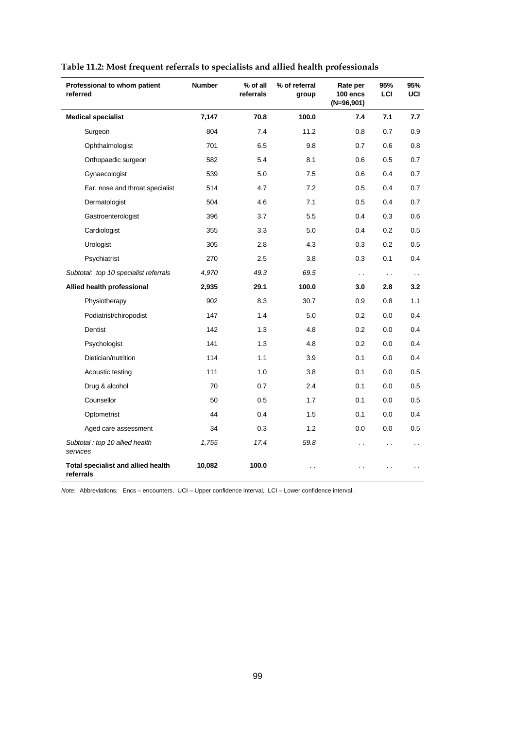**Table 11.2: Most frequent referrals to specialists and allied health professionals**

| Professional to whom patient referred | Number | % of all referrals | % of referral group | Rate per 100 encs (N=96,901) | 95% LCI | 95% UCI |
|---|---|---|---|---|---|---|
| **Medical specialist** | **7,147** | **70.8** | **100.0** | **7.4** | **7.1** | **7.7** |
| Surgeon | 804 | 7.4 | 11.2 | 0.8 | 0.7 | 0.9 |
| Ophthalmologist | 701 | 6.5 | 9.8 | 0.7 | 0.6 | 0.8 |
| Orthopaedic surgeon | 582 | 5.4 | 8.1 | 0.6 | 0.5 | 0.7 |
| Gynaecologist | 539 | 5.0 | 7.5 | 0.6 | 0.4 | 0.7 |
| Ear, nose and throat specialist | 514 | 4.7 | 7.2 | 0.5 | 0.4 | 0.7 |
| Dermatologist | 504 | 4.6 | 7.1 | 0.5 | 0.4 | 0.7 |
| Gastroenterologist | 396 | 3.7 | 5.5 | 0.4 | 0.3 | 0.6 |
| Cardiologist | 355 | 3.3 | 5.0 | 0.4 | 0.2 | 0.5 |
| Urologist | 305 | 2.8 | 4.3 | 0.3 | 0.2 | 0.5 |
| Psychiatrist | 270 | 2.5 | 3.8 | 0.3 | 0.1 | 0.4 |
| *Subtotal: top 10 specialist referrals* | *4,970* | *49.3* | *69.5* | . . | . . | . . |
| **Allied health professional** | **2,935** | **29.1** | **100.0** | **3.0** | **2.8** | **3.2** |
| Physiotherapy | 902 | 8.3 | 30.7 | 0.9 | 0.8 | 1.1 |
| Podiatrist/chiropodist | 147 | 1.4 | 5.0 | 0.2 | 0.0 | 0.4 |
| Dentist | 142 | 1.3 | 4.8 | 0.2 | 0.0 | 0.4 |
| Psychologist | 141 | 1.3 | 4.8 | 0.2 | 0.0 | 0.4 |
| Dietician/nutrition | 114 | 1.1 | 3.9 | 0.1 | 0.0 | 0.4 |
| Acoustic testing | 111 | 1.0 | 3.8 | 0.1 | 0.0 | 0.5 |
| Drug & alcohol | 70 | 0.7 | 2.4 | 0.1 | 0.0 | 0.5 |
| Counsellor | 50 | 0.5 | 1.7 | 0.1 | 0.0 | 0.5 |
| Optometrist | 44 | 0.4 | 1.5 | 0.1 | 0.0 | 0.4 |
| Aged care assessment | 34 | 0.3 | 1.2 | 0.0 | 0.0 | 0.5 |
| *Subtotal : top 10 allied health services* | *1,755* | *17.4* | *59.8* | . . | . . | . . |
| **Total specialist and allied health referrals** | **10,082** | **100.0** | . . | . . | . . | . . |

*Note:* Abbreviations: Encs – encounters, UCI – Upper confidence interval, LCI – Lower confidence interval.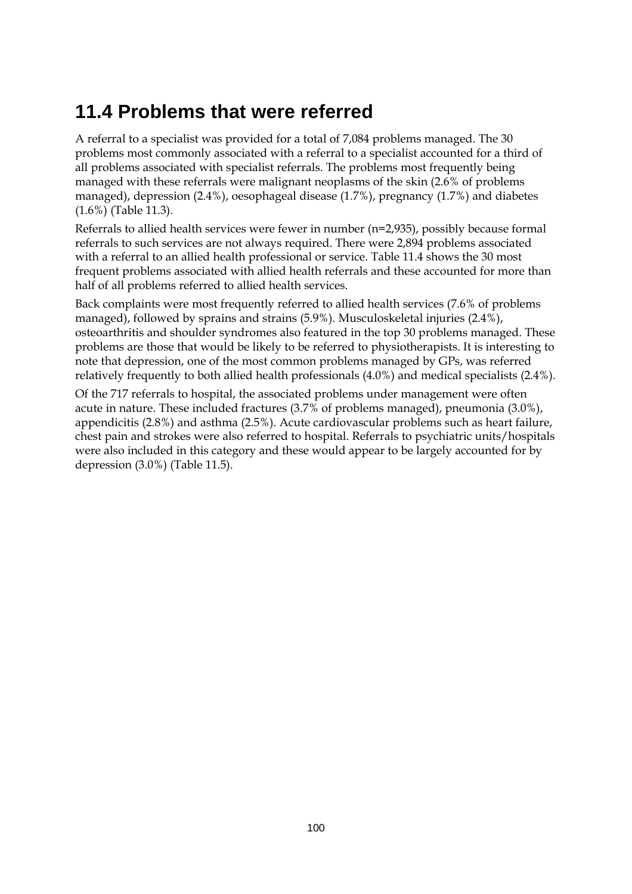## 11.4 Problems that were referred

A referral to a specialist was provided for a total of 7,084 problems managed. The 30 problems most commonly associated with a referral to a specialist accounted for a third of all problems associated with specialist referrals. The problems most frequently being managed with these referrals were malignant neoplasms of the skin (2.6% of problems managed), depression (2.4%), oesophageal disease (1.7%), pregnancy (1.7%) and diabetes (1.6%) (Table 11.3).

Referrals to allied health services were fewer in number (n=2,935), possibly because formal referrals to such services are not always required. There were 2,894 problems associated with a referral to an allied health professional or service. Table 11.4 shows the 30 most frequent problems associated with allied health referrals and these accounted for more than half of all problems referred to allied health services.

Back complaints were most frequently referred to allied health services (7.6% of problems managed), followed by sprains and strains (5.9%). Musculoskeletal injuries (2.4%), osteoarthritis and shoulder syndromes also featured in the top 30 problems managed. These problems are those that would be likely to be referred to physiotherapists. It is interesting to note that depression, one of the most common problems managed by GPs, was referred relatively frequently to both allied health professionals (4.0%) and medical specialists (2.4%).

Of the 717 referrals to hospital, the associated problems under management were often acute in nature. These included fractures (3.7% of problems managed), pneumonia (3.0%), appendicitis (2.8%) and asthma (2.5%). Acute cardiovascular problems such as heart failure, chest pain and strokes were also referred to hospital. Referrals to psychiatric units/hospitals were also included in this category and these would appear to be largely accounted for by depression (3.0%) (Table 11.5).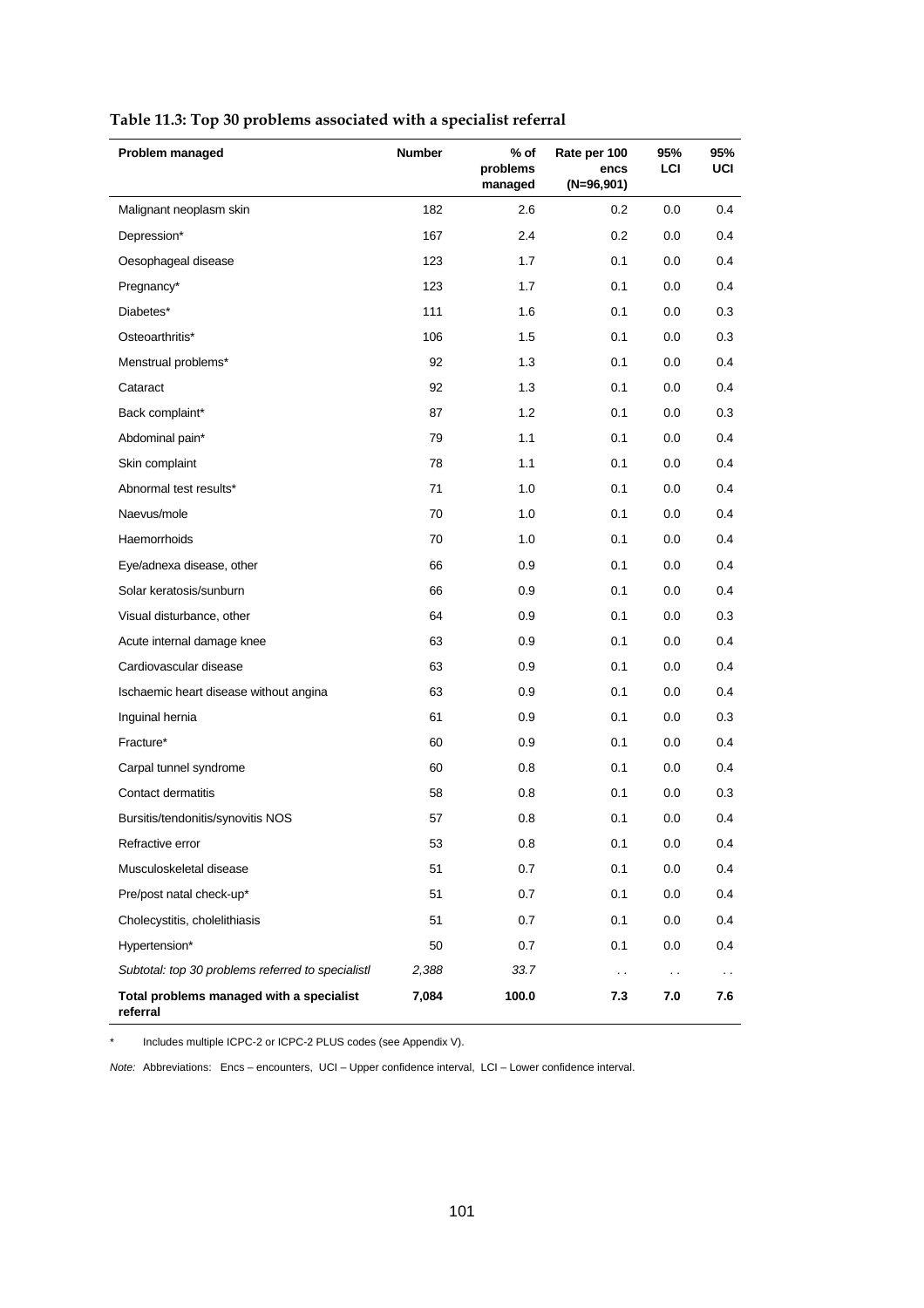**Table 11.3: Top 30 problems associated with a specialist referral**

| Problem managed | Number | % of problems managed | Rate per 100 encs (N=96,901) | 95% LCI | 95% UCI |
|---|---|---|---|---|---|
| Malignant neoplasm skin | 182 | 2.6 | 0.2 | 0.0 | 0.4 |
| Depression* | 167 | 2.4 | 0.2 | 0.0 | 0.4 |
| Oesophageal disease | 123 | 1.7 | 0.1 | 0.0 | 0.4 |
| Pregnancy* | 123 | 1.7 | 0.1 | 0.0 | 0.4 |
| Diabetes* | 111 | 1.6 | 0.1 | 0.0 | 0.3 |
| Osteoarthritis* | 106 | 1.5 | 0.1 | 0.0 | 0.3 |
| Menstrual problems* | 92 | 1.3 | 0.1 | 0.0 | 0.4 |
| Cataract | 92 | 1.3 | 0.1 | 0.0 | 0.4 |
| Back complaint* | 87 | 1.2 | 0.1 | 0.0 | 0.3 |
| Abdominal pain* | 79 | 1.1 | 0.1 | 0.0 | 0.4 |
| Skin complaint | 78 | 1.1 | 0.1 | 0.0 | 0.4 |
| Abnormal test results* | 71 | 1.0 | 0.1 | 0.0 | 0.4 |
| Naevus/mole | 70 | 1.0 | 0.1 | 0.0 | 0.4 |
| Haemorrhoids | 70 | 1.0 | 0.1 | 0.0 | 0.4 |
| Eye/adnexa disease, other | 66 | 0.9 | 0.1 | 0.0 | 0.4 |
| Solar keratosis/sunburn | 66 | 0.9 | 0.1 | 0.0 | 0.4 |
| Visual disturbance, other | 64 | 0.9 | 0.1 | 0.0 | 0.3 |
| Acute internal damage knee | 63 | 0.9 | 0.1 | 0.0 | 0.4 |
| Cardiovascular disease | 63 | 0.9 | 0.1 | 0.0 | 0.4 |
| Ischaemic heart disease without angina | 63 | 0.9 | 0.1 | 0.0 | 0.4 |
| Inguinal hernia | 61 | 0.9 | 0.1 | 0.0 | 0.3 |
| Fracture* | 60 | 0.9 | 0.1 | 0.0 | 0.4 |
| Carpal tunnel syndrome | 60 | 0.8 | 0.1 | 0.0 | 0.4 |
| Contact dermatitis | 58 | 0.8 | 0.1 | 0.0 | 0.3 |
| Bursitis/tendonitis/synovitis NOS | 57 | 0.8 | 0.1 | 0.0 | 0.4 |
| Refractive error | 53 | 0.8 | 0.1 | 0.0 | 0.4 |
| Musculoskeletal disease | 51 | 0.7 | 0.1 | 0.0 | 0.4 |
| Pre/post natal check-up* | 51 | 0.7 | 0.1 | 0.0 | 0.4 |
| Cholecystitis, cholelithiasis | 51 | 0.7 | 0.1 | 0.0 | 0.4 |
| Hypertension* | 50 | 0.7 | 0.1 | 0.0 | 0.4 |
| *Subtotal: top 30 problems referred to specialistl* | *2,388* | *33.7* | . . | . . | . . |
| **Total problems managed with a specialist referral** | **7,084** | **100.0** | **7.3** | **7.0** | **7.6** |

\* Includes multiple ICPC-2 or ICPC-2 PLUS codes (see Appendix V).

*Note:* Abbreviations: Encs – encounters, UCI – Upper confidence interval, LCI – Lower confidence interval.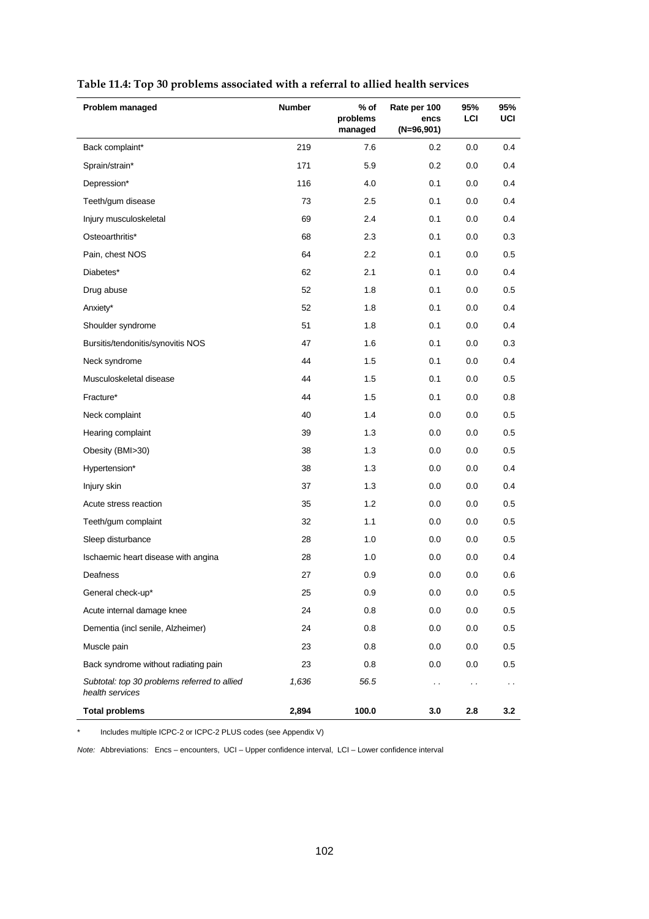**Table 11.4: Top 30 problems associated with a referral to allied health services**

| Problem managed | Number | % of problems managed | Rate per 100 encs (N=96,901) | 95% LCI | 95% UCI |
|---|---|---|---|---|---|
| Back complaint* | 219 | 7.6 | 0.2 | 0.0 | 0.4 |
| Sprain/strain* | 171 | 5.9 | 0.2 | 0.0 | 0.4 |
| Depression* | 116 | 4.0 | 0.1 | 0.0 | 0.4 |
| Teeth/gum disease | 73 | 2.5 | 0.1 | 0.0 | 0.4 |
| Injury musculoskeletal | 69 | 2.4 | 0.1 | 0.0 | 0.4 |
| Osteoarthritis* | 68 | 2.3 | 0.1 | 0.0 | 0.3 |
| Pain, chest NOS | 64 | 2.2 | 0.1 | 0.0 | 0.5 |
| Diabetes* | 62 | 2.1 | 0.1 | 0.0 | 0.4 |
| Drug abuse | 52 | 1.8 | 0.1 | 0.0 | 0.5 |
| Anxiety* | 52 | 1.8 | 0.1 | 0.0 | 0.4 |
| Shoulder syndrome | 51 | 1.8 | 0.1 | 0.0 | 0.4 |
| Bursitis/tendonitis/synovitis NOS | 47 | 1.6 | 0.1 | 0.0 | 0.3 |
| Neck syndrome | 44 | 1.5 | 0.1 | 0.0 | 0.4 |
| Musculoskeletal disease | 44 | 1.5 | 0.1 | 0.0 | 0.5 |
| Fracture* | 44 | 1.5 | 0.1 | 0.0 | 0.8 |
| Neck complaint | 40 | 1.4 | 0.0 | 0.0 | 0.5 |
| Hearing complaint | 39 | 1.3 | 0.0 | 0.0 | 0.5 |
| Obesity (BMI>30) | 38 | 1.3 | 0.0 | 0.0 | 0.5 |
| Hypertension* | 38 | 1.3 | 0.0 | 0.0 | 0.4 |
| Injury skin | 37 | 1.3 | 0.0 | 0.0 | 0.4 |
| Acute stress reaction | 35 | 1.2 | 0.0 | 0.0 | 0.5 |
| Teeth/gum complaint | 32 | 1.1 | 0.0 | 0.0 | 0.5 |
| Sleep disturbance | 28 | 1.0 | 0.0 | 0.0 | 0.5 |
| Ischaemic heart disease with angina | 28 | 1.0 | 0.0 | 0.0 | 0.4 |
| Deafness | 27 | 0.9 | 0.0 | 0.0 | 0.6 |
| General check-up* | 25 | 0.9 | 0.0 | 0.0 | 0.5 |
| Acute internal damage knee | 24 | 0.8 | 0.0 | 0.0 | 0.5 |
| Dementia (incl senile, Alzheimer) | 24 | 0.8 | 0.0 | 0.0 | 0.5 |
| Muscle pain | 23 | 0.8 | 0.0 | 0.0 | 0.5 |
| Back syndrome without radiating pain | 23 | 0.8 | 0.0 | 0.0 | 0.5 |
| *Subtotal: top 30 problems referred to allied health services* | *1,636* | *56.5* | . . | . . | . . |
| **Total problems** | **2,894** | **100.0** | **3.0** | **2.8** | **3.2** |

\* Includes multiple ICPC-2 or ICPC-2 PLUS codes (see Appendix V)

*Note:* Abbreviations: Encs – encounters, UCI – Upper confidence interval, LCI – Lower confidence interval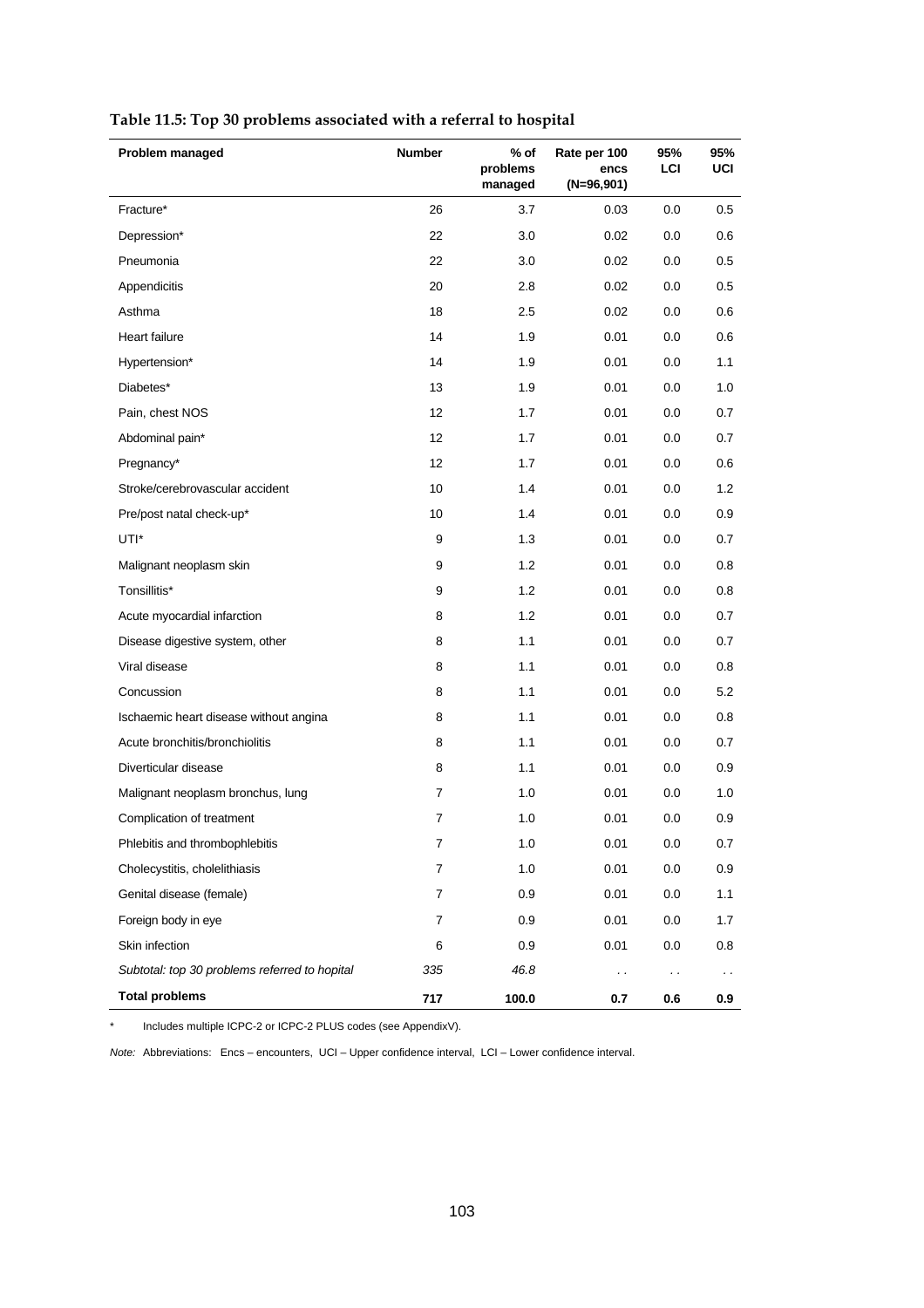**Table 11.5: Top 30 problems associated with a referral to hospital**

| Problem managed | Number | % of problems managed | Rate per 100 encs (N=96,901) | 95% LCI | 95% UCI |
|---|---|---|---|---|---|
| Fracture* | 26 | 3.7 | 0.03 | 0.0 | 0.5 |
| Depression* | 22 | 3.0 | 0.02 | 0.0 | 0.6 |
| Pneumonia | 22 | 3.0 | 0.02 | 0.0 | 0.5 |
| Appendicitis | 20 | 2.8 | 0.02 | 0.0 | 0.5 |
| Asthma | 18 | 2.5 | 0.02 | 0.0 | 0.6 |
| Heart failure | 14 | 1.9 | 0.01 | 0.0 | 0.6 |
| Hypertension* | 14 | 1.9 | 0.01 | 0.0 | 1.1 |
| Diabetes* | 13 | 1.9 | 0.01 | 0.0 | 1.0 |
| Pain, chest NOS | 12 | 1.7 | 0.01 | 0.0 | 0.7 |
| Abdominal pain* | 12 | 1.7 | 0.01 | 0.0 | 0.7 |
| Pregnancy* | 12 | 1.7 | 0.01 | 0.0 | 0.6 |
| Stroke/cerebrovascular accident | 10 | 1.4 | 0.01 | 0.0 | 1.2 |
| Pre/post natal check-up* | 10 | 1.4 | 0.01 | 0.0 | 0.9 |
| UTI* | 9 | 1.3 | 0.01 | 0.0 | 0.7 |
| Malignant neoplasm skin | 9 | 1.2 | 0.01 | 0.0 | 0.8 |
| Tonsillitis* | 9 | 1.2 | 0.01 | 0.0 | 0.8 |
| Acute myocardial infarction | 8 | 1.2 | 0.01 | 0.0 | 0.7 |
| Disease digestive system, other | 8 | 1.1 | 0.01 | 0.0 | 0.7 |
| Viral disease | 8 | 1.1 | 0.01 | 0.0 | 0.8 |
| Concussion | 8 | 1.1 | 0.01 | 0.0 | 5.2 |
| Ischaemic heart disease without angina | 8 | 1.1 | 0.01 | 0.0 | 0.8 |
| Acute bronchitis/bronchiolitis | 8 | 1.1 | 0.01 | 0.0 | 0.7 |
| Diverticular disease | 8 | 1.1 | 0.01 | 0.0 | 0.9 |
| Malignant neoplasm bronchus, lung | 7 | 1.0 | 0.01 | 0.0 | 1.0 |
| Complication of treatment | 7 | 1.0 | 0.01 | 0.0 | 0.9 |
| Phlebitis and thrombophlebitis | 7 | 1.0 | 0.01 | 0.0 | 0.7 |
| Cholecystitis, cholelithiasis | 7 | 1.0 | 0.01 | 0.0 | 0.9 |
| Genital disease (female) | 7 | 0.9 | 0.01 | 0.0 | 1.1 |
| Foreign body in eye | 7 | 0.9 | 0.01 | 0.0 | 1.7 |
| Skin infection | 6 | 0.9 | 0.01 | 0.0 | 0.8 |
| *Subtotal: top 30 problems referred to hopital* | *335* | *46.8* | . . | . . | . . |
| **Total problems** | **717** | **100.0** | **0.7** | **0.6** | **0.9** |

\* Includes multiple ICPC-2 or ICPC-2 PLUS codes (see AppendixV).

*Note:* Abbreviations: Encs – encounters, UCI – Upper confidence interval, LCI – Lower confidence interval.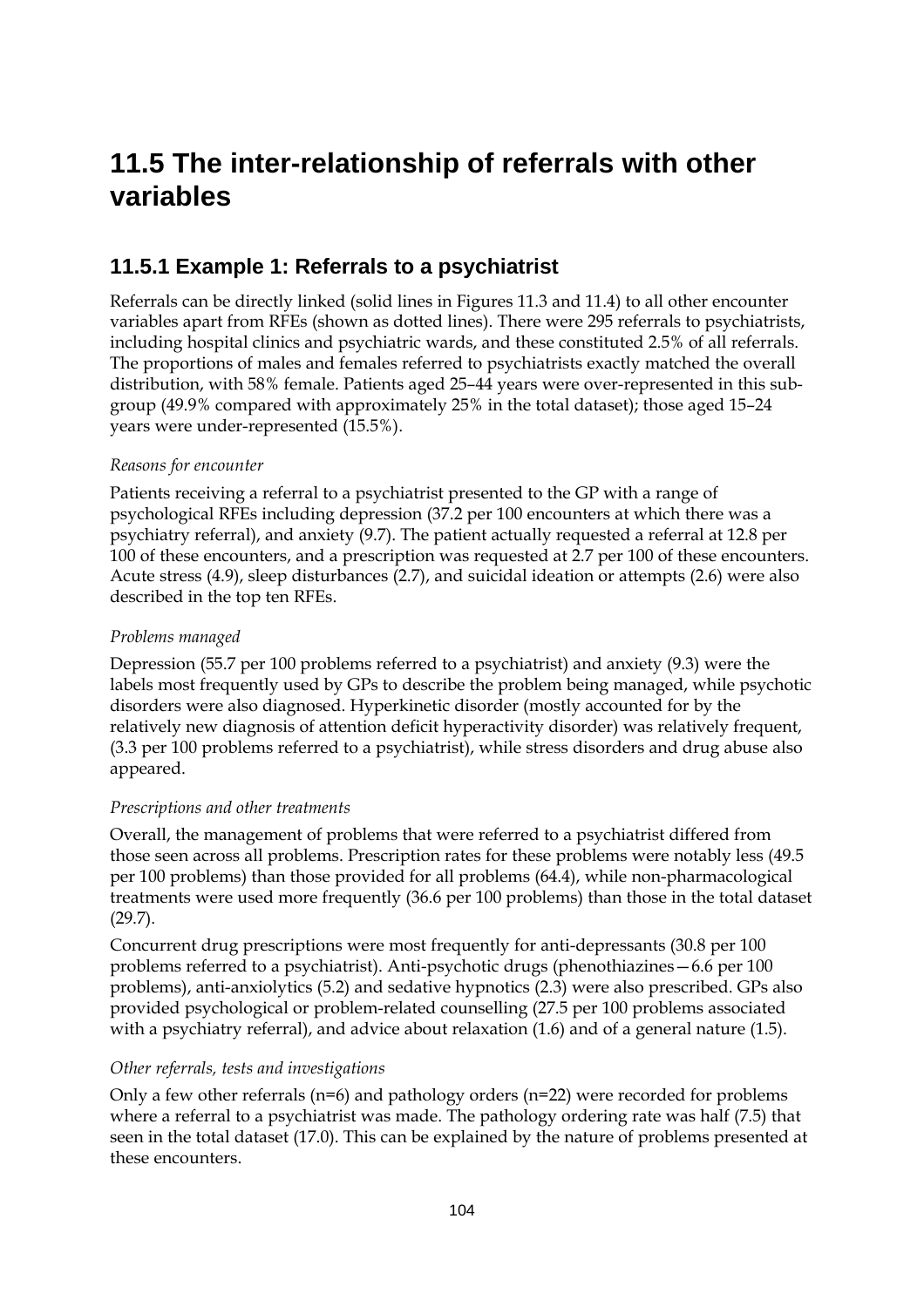# 11.5 The inter-relationship of referrals with other variables

## 11.5.1 Example 1: Referrals to a psychiatrist

Referrals can be directly linked (solid lines in Figures 11.3 and 11.4) to all other encounter variables apart from RFEs (shown as dotted lines). There were 295 referrals to psychiatrists, including hospital clinics and psychiatric wards, and these constituted 2.5% of all referrals. The proportions of males and females referred to psychiatrists exactly matched the overall distribution, with 58% female. Patients aged 25–44 years were over-represented in this sub-group (49.9% compared with approximately 25% in the total dataset); those aged 15–24 years were under-represented (15.5%).

*Reasons for encounter*

Patients receiving a referral to a psychiatrist presented to the GP with a range of psychological RFEs including depression (37.2 per 100 encounters at which there was a psychiatry referral), and anxiety (9.7). The patient actually requested a referral at 12.8 per 100 of these encounters, and a prescription was requested at 2.7 per 100 of these encounters. Acute stress (4.9), sleep disturbances (2.7), and suicidal ideation or attempts (2.6) were also described in the top ten RFEs.

*Problems managed*

Depression (55.7 per 100 problems referred to a psychiatrist) and anxiety (9.3) were the labels most frequently used by GPs to describe the problem being managed, while psychotic disorders were also diagnosed. Hyperkinetic disorder (mostly accounted for by the relatively new diagnosis of attention deficit hyperactivity disorder) was relatively frequent, (3.3 per 100 problems referred to a psychiatrist), while stress disorders and drug abuse also appeared.

*Prescriptions and other treatments*

Overall, the management of problems that were referred to a psychiatrist differed from those seen across all problems. Prescription rates for these problems were notably less (49.5 per 100 problems) than those provided for all problems (64.4), while non-pharmacological treatments were used more frequently (36.6 per 100 problems) than those in the total dataset (29.7).

Concurrent drug prescriptions were most frequently for anti-depressants (30.8 per 100 problems referred to a psychiatrist). Anti-psychotic drugs (phenothiazines—6.6 per 100 problems), anti-anxiolytics (5.2) and sedative hypnotics (2.3) were also prescribed. GPs also provided psychological or problem-related counselling (27.5 per 100 problems associated with a psychiatry referral), and advice about relaxation (1.6) and of a general nature (1.5).

*Other referrals, tests and investigations*

Only a few other referrals (n=6) and pathology orders (n=22) were recorded for problems where a referral to a psychiatrist was made. The pathology ordering rate was half (7.5) that seen in the total dataset (17.0). This can be explained by the nature of problems presented at these encounters.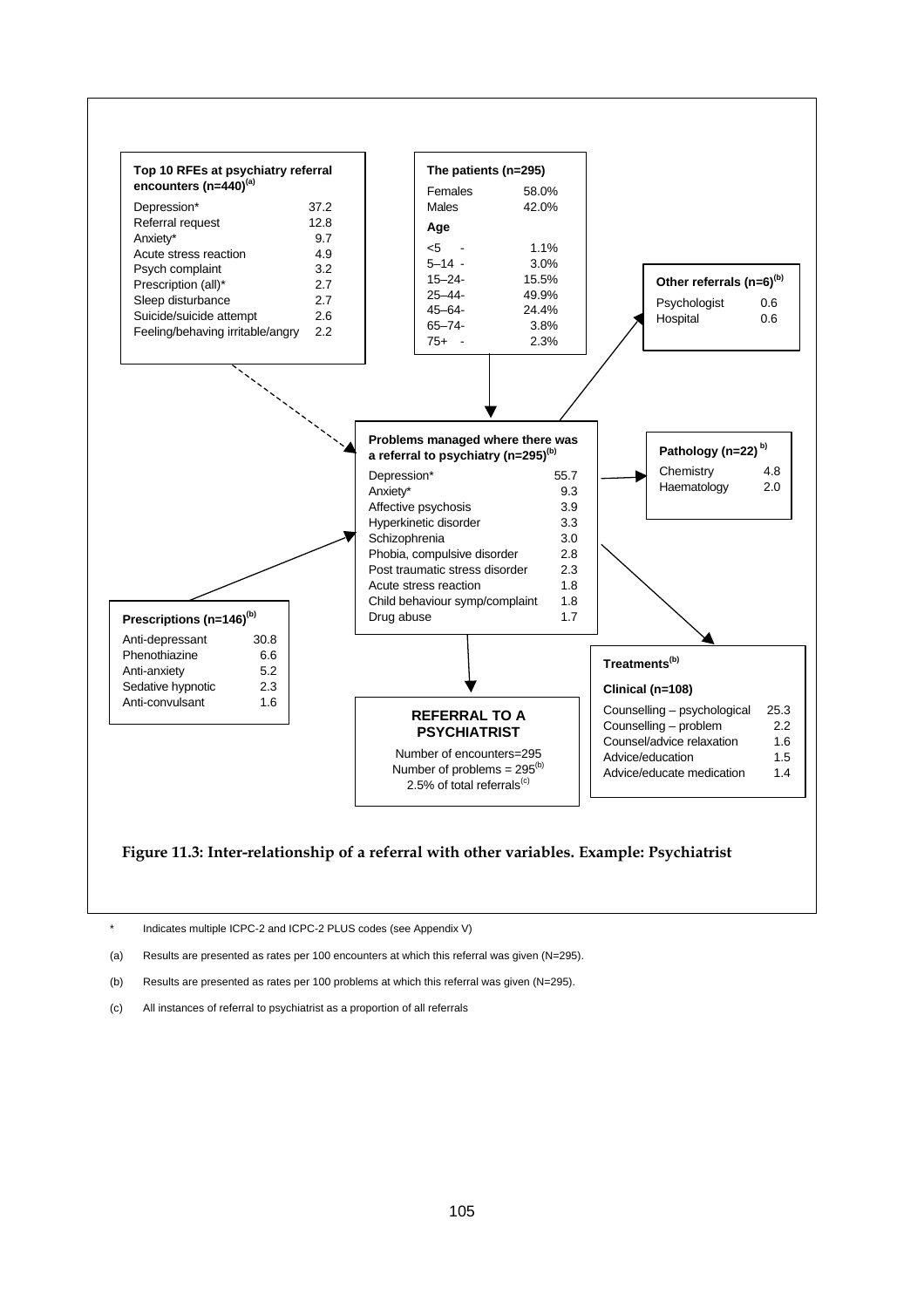**Top 10 RFEs at psychiatry referral encounters (n=440)[a]**

Depression* 37.2
Referral request 12.8
Anxiety* 9.7
Acute stress reaction 4.9
Psych complaint 3.2
Prescription (all)* 2.7
Sleep disturbance 2.7
Suicide/suicide attempt 2.6
Feeling/behaving irritable/angry 2.2

**The patients (n=295)**

Females 58.0%
Males 42.0%

**Age**

<5 - 1.1%
5–14 - 3.0%
15–24- 15.5%
25–44- 49.9%
45–64- 24.4%
65–74- 3.8%
75+ - 2.3%

**Other referrals (n=6)[b]**

Psychologist 0.6
Hospital 0.6

**Problems managed where there was a referral to psychiatry (n=295)[b]**

Depression* 55.7
Anxiety* 9.3
Affective psychosis 3.9
Hyperkinetic disorder 3.3
Schizophrenia 3.0
Phobia, compulsive disorder 2.8
Post traumatic stress disorder 2.3
Acute stress reaction 1.8
Child behaviour symp/complaint 1.8
Drug abuse 1.7

**Pathology (n=22)[b]**

Chemistry 4.8
Haematology 2.0

**Prescriptions (n=146)[b]**

Anti-depressant 30.8
Phenothiazine 6.6
Anti-anxiety 5.2
Sedative hypnotic 2.3
Anti-convulsant 1.6

**REFERRAL TO A PSYCHIATRIST**

Number of encounters=295
Number of problems = 295[b]
2.5% of total referrals[c]

**Treatments[b]**

**Clinical (n=108)**

Counselling – psychological 25.3
Counselling – problem 2.2
Counsel/advice relaxation 1.6
Advice/education 1.5
Advice/educate medication 1.4

**Figure 11.3: Inter-relationship of a referral with other variables. Example: Psychiatrist**

\* Indicates multiple ICPC-2 and ICPC-2 PLUS codes (see Appendix V)

(a) Results are presented as rates per 100 encounters at which this referral was given (N=295).

(b) Results are presented as rates per 100 problems at which this referral was given (N=295).

(c) All instances of referral to psychiatrist as a proportion of all referrals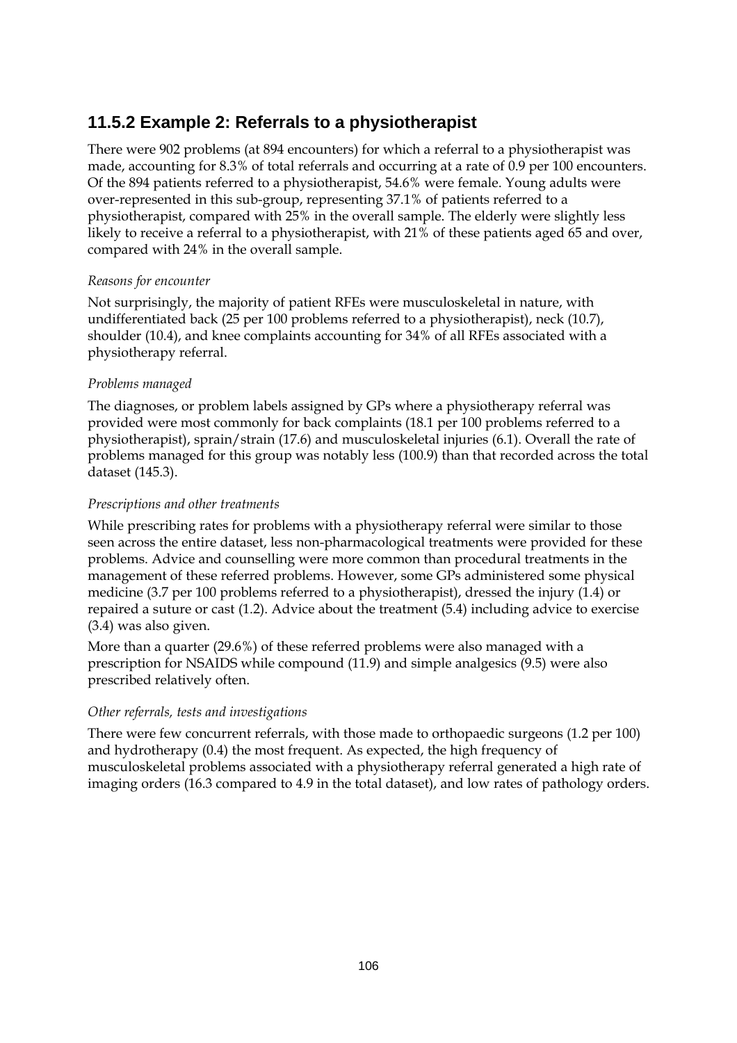### 11.5.2 Example 2: Referrals to a physiotherapist

There were 902 problems (at 894 encounters) for which a referral to a physiotherapist was made, accounting for 8.3% of total referrals and occurring at a rate of 0.9 per 100 encounters. Of the 894 patients referred to a physiotherapist, 54.6% were female. Young adults were over-represented in this sub-group, representing 37.1% of patients referred to a physiotherapist, compared with 25% in the overall sample. The elderly were slightly less likely to receive a referral to a physiotherapist, with 21% of these patients aged 65 and over, compared with 24% in the overall sample.

*Reasons for encounter*

Not surprisingly, the majority of patient RFEs were musculoskeletal in nature, with undifferentiated back (25 per 100 problems referred to a physiotherapist), neck (10.7), shoulder (10.4), and knee complaints accounting for 34% of all RFEs associated with a physiotherapy referral.

*Problems managed*

The diagnoses, or problem labels assigned by GPs where a physiotherapy referral was provided were most commonly for back complaints (18.1 per 100 problems referred to a physiotherapist), sprain/strain (17.6) and musculoskeletal injuries (6.1). Overall the rate of problems managed for this group was notably less (100.9) than that recorded across the total dataset (145.3).

*Prescriptions and other treatments*

While prescribing rates for problems with a physiotherapy referral were similar to those seen across the entire dataset, less non-pharmacological treatments were provided for these problems. Advice and counselling were more common than procedural treatments in the management of these referred problems. However, some GPs administered some physical medicine (3.7 per 100 problems referred to a physiotherapist), dressed the injury (1.4) or repaired a suture or cast (1.2). Advice about the treatment (5.4) including advice to exercise (3.4) was also given.

More than a quarter (29.6%) of these referred problems were also managed with a prescription for NSAIDS while compound (11.9) and simple analgesics (9.5) were also prescribed relatively often.

*Other referrals, tests and investigations*

There were few concurrent referrals, with those made to orthopaedic surgeons (1.2 per 100) and hydrotherapy (0.4) the most frequent. As expected, the high frequency of musculoskeletal problems associated with a physiotherapy referral generated a high rate of imaging orders (16.3 compared to 4.9 in the total dataset), and low rates of pathology orders.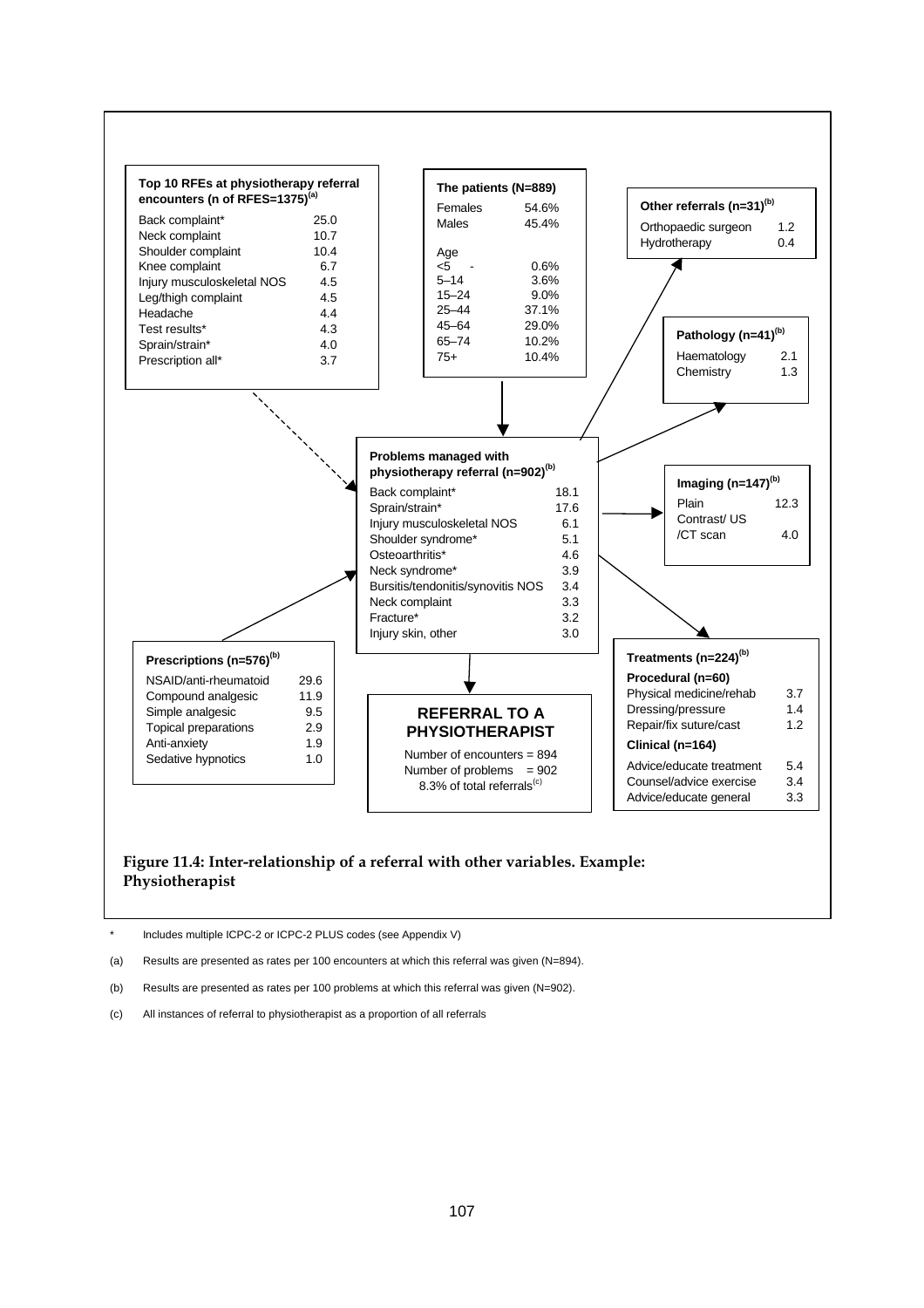**Top 10 RFEs at physiotherapy referral encounters (n of RFES=1375)[(a)]**

| | |
|---|---|
| Back complaint* | 25.0 |
| Neck complaint | 10.7 |
| Shoulder complaint | 10.4 |
| Knee complaint | 6.7 |
| Injury musculoskeletal NOS | 4.5 |
| Leg/thigh complaint | 4.5 |
| Headache | 4.4 |
| Test results* | 4.3 |
| Sprain/strain* | 4.0 |
| Prescription all* | 3.7 |

**The patients (N=889)**

| | |
|---|---|
| Females | 54.6% |
| Males | 45.4% |
| Age | |
| <5 | 0.6% |
| 5–14 | 3.6% |
| 15–24 | 9.0% |
| 25–44 | 37.1% |
| 45–64 | 29.0% |
| 65–74 | 10.2% |
| 75+ | 10.4% |

**Other referrals (n=31)[(b)]**

| | |
|---|---|
| Orthopaedic surgeon | 1.2 |
| Hydrotherapy | 0.4 |

**Pathology (n=41)[(b)]**

| | |
|---|---|
| Haematology | 2.1 |
| Chemistry | 1.3 |

**Problems managed with physiotherapy referral (n=902)[(b)]**

| | |
|---|---|
| Back complaint* | 18.1 |
| Sprain/strain* | 17.6 |
| Injury musculoskeletal NOS | 6.1 |
| Shoulder syndrome* | 5.1 |
| Osteoarthritis* | 4.6 |
| Neck syndrome* | 3.9 |
| Bursitis/tendonitis/synovitis NOS | 3.4 |
| Neck complaint | 3.3 |
| Fracture* | 3.2 |
| Injury skin, other | 3.0 |

**Imaging (n=147)[(b)]**

| | |
|---|---|
| Plain | 12.3 |
| Contrast/ US /CT scan | 4.0 |

**Prescriptions (n=576)[(b)]**

| | |
|---|---|
| NSAID/anti-rheumatoid | 29.6 |
| Compound analgesic | 11.9 |
| Simple analgesic | 9.5 |
| Topical preparations | 2.9 |
| Anti-anxiety | 1.9 |
| Sedative hypnotics | 1.0 |

**REFERRAL TO A PHYSIOTHERAPIST**

Number of encounters = 894
Number of problems = 902
8.3% of total referrals[(c)]

**Treatments (n=224)[(b)]**

| | |
|---|---|
| **Procedural (n=60)** | |
| Physical medicine/rehab | 3.7 |
| Dressing/pressure | 1.4 |
| Repair/fix suture/cast | 1.2 |
| **Clinical (n=164)** | |
| Advice/educate treatment | 5.4 |
| Counsel/advice exercise | 3.4 |
| Advice/educate general | 3.3 |

**Figure 11.4: Inter-relationship of a referral with other variables. Example: Physiotherapist**

\* Includes multiple ICPC-2 or ICPC-2 PLUS codes (see Appendix V)

(a) Results are presented as rates per 100 encounters at which this referral was given (N=894).

(b) Results are presented as rates per 100 problems at which this referral was given (N=902).

(c) All instances of referral to physiotherapist as a proportion of all referrals